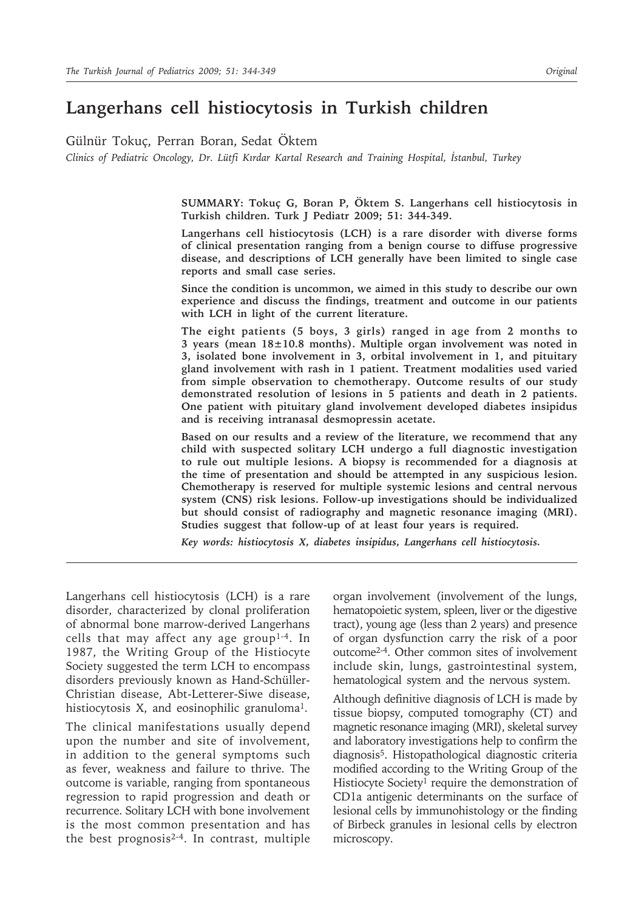# Langerhans cell histiocytosis in Turkish children

Gülnür Tokuç, Perran Boran, Sedat Öktem

*Clinics of Pediatric Oncology, Dr. Lütfi Kırdar Kartal Research and Training Hospital, İstanbul, Turkey*

**SUMMARY: Tokuç G, Boran P, Öktem S. Langerhans cell histiocytosis in Turkish children. Turk J Pediatr 2009; 51: 344-349.**

**Langerhans cell histiocytosis (LCH) is a rare disorder with diverse forms of clinical presentation ranging from a benign course to diffuse progressive disease, and descriptions of LCH generally have been limited to single case reports and small case series.**

**Since the condition is uncommon, we aimed in this study to describe our own experience and discuss the findings, treatment and outcome in our patients with LCH in light of the current literature.**

**The eight patients (5 boys, 3 girls) ranged in age from 2 months to 3 years (mean 18±10.8 months). Multiple organ involvement was noted in 3, isolated bone involvement in 3, orbital involvement in 1, and pituitary gland involvement with rash in 1 patient. Treatment modalities used varied from simple observation to chemotherapy. Outcome results of our study demonstrated resolution of lesions in 5 patients and death in 2 patients. One patient with pituitary gland involvement developed diabetes insipidus and is receiving intranasal desmopressin acetate.**

**Based on our results and a review of the literature, we recommend that any child with suspected solitary LCH undergo a full diagnostic investigation to rule out multiple lesions. A biopsy is recommended for a diagnosis at the time of presentation and should be attempted in any suspicious lesion. Chemotherapy is reserved for multiple systemic lesions and central nervous system (CNS) risk lesions. Follow-up investigations should be individualized but should consist of radiography and magnetic resonance imaging (MRI). Studies suggest that follow-up of at least four years is required.**

***Key words: histiocytosis X, diabetes insipidus, Langerhans cell histiocytosis.***

---

Langerhans cell histiocytosis (LCH) is a rare disorder, characterized by clonal proliferation of abnormal bone marrow-derived Langerhans cells that may affect any age group[1-4]. In 1987, the Writing Group of the Histiocyte Society suggested the term LCH to encompass disorders previously known as Hand-Schüller-Christian disease, Abt-Letterer-Siwe disease, histiocytosis X, and eosinophilic granuloma[1].

The clinical manifestations usually depend upon the number and site of involvement, in addition to the general symptoms such as fever, weakness and failure to thrive. The outcome is variable, ranging from spontaneous regression to rapid progression and death or recurrence. Solitary LCH with bone involvement is the most common presentation and has the best prognosis[2-4]. In contrast, multiple organ involvement (involvement of the lungs, hematopoietic system, spleen, liver or the digestive tract), young age (less than 2 years) and presence of organ dysfunction carry the risk of a poor outcome[2-4]. Other common sites of involvement include skin, lungs, gastrointestinal system, hematological system and the nervous system.

Although definitive diagnosis of LCH is made by tissue biopsy, computed tomography (CT) and magnetic resonance imaging (MRI), skeletal survey and laboratory investigations help to confirm the diagnosis[5]. Histopathological diagnostic criteria modified according to the Writing Group of the Histiocyte Society[1] require the demonstration of CD1a antigenic determinants on the surface of lesional cells by immunohistology or the finding of Birbeck granules in lesional cells by electron microscopy.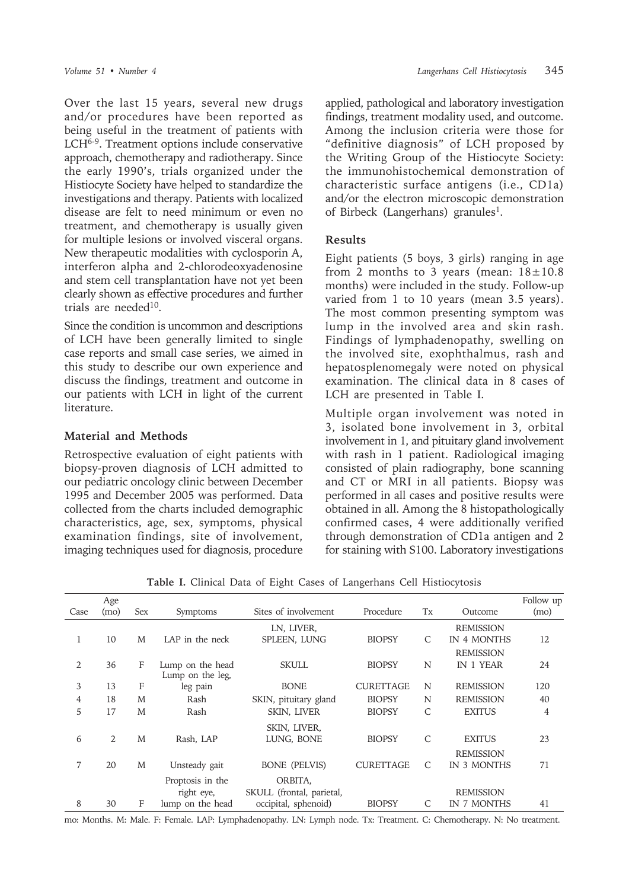Over the last 15 years, several new drugs and/or procedures have been reported as being useful in the treatment of patients with LCH[6-9]. Treatment options include conservative approach, chemotherapy and radiotherapy. Since the early 1990's, trials organized under the Histiocyte Society have helped to standardize the investigations and therapy. Patients with localized disease are felt to need minimum or even no treatment, and chemotherapy is usually given for multiple lesions or involved visceral organs. New therapeutic modalities with cyclosporin A, interferon alpha and 2-chlorodeoxyadenosine and stem cell transplantation have not yet been clearly shown as effective procedures and further trials are needed[10].

Since the condition is uncommon and descriptions of LCH have been generally limited to single case reports and small case series, we aimed in this study to describe our own experience and discuss the findings, treatment and outcome in our patients with LCH in light of the current literature.

## Material and Methods

Retrospective evaluation of eight patients with biopsy-proven diagnosis of LCH admitted to our pediatric oncology clinic between December 1995 and December 2005 was performed. Data collected from the charts included demographic characteristics, age, sex, symptoms, physical examination findings, site of involvement, imaging techniques used for diagnosis, procedure applied, pathological and laboratory investigation findings, treatment modality used, and outcome. Among the inclusion criteria were those for "definitive diagnosis" of LCH proposed by the Writing Group of the Histiocyte Society: the immunohistochemical demonstration of characteristic surface antigens (i.e., CD1a) and/or the electron microscopic demonstration of Birbeck (Langerhans) granules[1].

## Results

Eight patients (5 boys, 3 girls) ranging in age from 2 months to 3 years (mean: 18±10.8 months) were included in the study. Follow-up varied from 1 to 10 years (mean 3.5 years). The most common presenting symptom was lump in the involved area and skin rash. Findings of lymphadenopathy, swelling on the involved site, exophthalmus, rash and hepatosplenomegaly were noted on physical examination. The clinical data in 8 cases of LCH are presented in Table I.

Multiple organ involvement was noted in 3, isolated bone involvement in 3, orbital involvement in 1, and pituitary gland involvement with rash in 1 patient. Radiological imaging consisted of plain radiography, bone scanning and CT or MRI in all patients. Biopsy was performed in all cases and positive results were obtained in all. Among the 8 histopathologically confirmed cases, 4 were additionally verified through demonstration of CD1a antigen and 2 for staining with S100. Laboratory investigations

**Table I.** Clinical Data of Eight Cases of Langerhans Cell Histiocytosis

| Case | Age (mo) | Sex | Symptoms | Sites of involvement | Procedure | Tx | Outcome | Follow up (mo) |
|---|---|---|---|---|---|---|---|---|
| 1 | 10 | M | LAP in the neck | LN, LIVER, SPLEEN, LUNG | BIOPSY | C | REMISSION IN 4 MONTHS | 12 |
| 2 | 36 | F | Lump on the head | SKULL | BIOPSY | N | REMISSION IN 1 YEAR | 24 |
| 3 | 13 | F | Lump on the leg, leg pain | BONE | CURETTAGE | N | REMISSION | 120 |
| 4 | 18 | M | Rash | SKIN, pituitary gland | BIOPSY | N | REMISSION | 40 |
| 5 | 17 | M | Rash | SKIN, LIVER | BIOPSY | C | EXITUS | 4 |
| 6 | 2 | M | Rash, LAP | SKIN, LIVER, LUNG, BONE | BIOPSY | C | EXITUS | 23 |
| 7 | 20 | M | Unsteady gait | BONE (PELVIS) | CURETTAGE | C | REMISSION IN 3 MONTHS | 71 |
| 8 | 30 | F | Proptosis in the right eye, lump on the head | ORBITA, SKULL (frontal, parietal, occipital, sphenoid) | BIOPSY | C | REMISSION IN 7 MONTHS | 41 |

mo: Months. M: Male. F: Female. LAP: Lymphadenopathy. LN: Lymph node. Tx: Treatment. C: Chemotherapy. N: No treatment.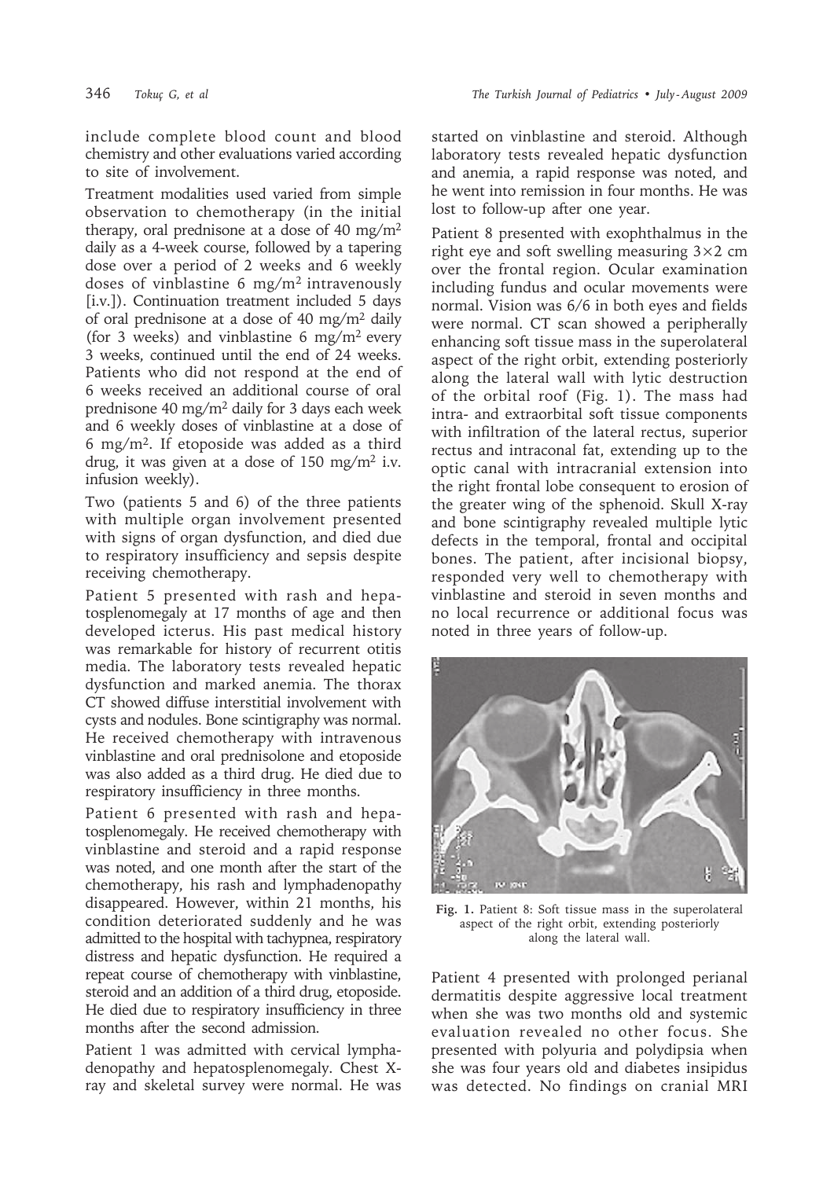include complete blood count and blood chemistry and other evaluations varied according to site of involvement.

Treatment modalities used varied from simple observation to chemotherapy (in the initial therapy, oral prednisone at a dose of 40 mg/m$^2$ daily as a 4-week course, followed by a tapering dose over a period of 2 weeks and 6 weekly doses of vinblastine 6 mg/m$^2$ intravenously [i.v.]). Continuation treatment included 5 days of oral prednisone at a dose of 40 mg/m$^2$ daily (for 3 weeks) and vinblastine 6 mg/m$^2$ every 3 weeks, continued until the end of 24 weeks. Patients who did not respond at the end of 6 weeks received an additional course of oral prednisone 40 mg/m$^2$ daily for 3 days each week and 6 weekly doses of vinblastine at a dose of 6 mg/m$^2$. If etoposide was added as a third drug, it was given at a dose of 150 mg/m$^2$ i.v. infusion weekly).

Two (patients 5 and 6) of the three patients with multiple organ involvement presented with signs of organ dysfunction, and died due to respiratory insufficiency and sepsis despite receiving chemotherapy.

Patient 5 presented with rash and hepatosplenomegaly at 17 months of age and then developed icterus. His past medical history was remarkable for history of recurrent otitis media. The laboratory tests revealed hepatic dysfunction and marked anemia. The thorax CT showed diffuse interstitial involvement with cysts and nodules. Bone scintigraphy was normal. He received chemotherapy with intravenous vinblastine and oral prednisolone and etoposide was also added as a third drug. He died due to respiratory insufficiency in three months.

Patient 6 presented with rash and hepatosplenomegaly. He received chemotherapy with vinblastine and steroid and a rapid response was noted, and one month after the start of the chemotherapy, his rash and lymphadenopathy disappeared. However, within 21 months, his condition deteriorated suddenly and he was admitted to the hospital with tachypnea, respiratory distress and hepatic dysfunction. He required a repeat course of chemotherapy with vinblastine, steroid and an addition of a third drug, etoposide. He died due to respiratory insufficiency in three months after the second admission.

Patient 1 was admitted with cervical lymphadenopathy and hepatosplenomegaly. Chest X-ray and skeletal survey were normal. He was started on vinblastine and steroid. Although laboratory tests revealed hepatic dysfunction and anemia, a rapid response was noted, and he went into remission in four months. He was lost to follow-up after one year.

Patient 8 presented with exophthalmus in the right eye and soft swelling measuring 3×2 cm over the frontal region. Ocular examination including fundus and ocular movements were normal. Vision was 6/6 in both eyes and fields were normal. CT scan showed a peripherally enhancing soft tissue mass in the superolateral aspect of the right orbit, extending posteriorly along the lateral wall with lytic destruction of the orbital roof (Fig. 1). The mass had intra- and extraorbital soft tissue components with infiltration of the lateral rectus, superior rectus and intraconal fat, extending up to the optic canal with intracranial extension into the right frontal lobe consequent to erosion of the greater wing of the sphenoid. Skull X-ray and bone scintigraphy revealed multiple lytic defects in the temporal, frontal and occipital bones. The patient, after incisional biopsy, responded very well to chemotherapy with vinblastine and steroid in seven months and no local recurrence or additional focus was noted in three years of follow-up.

**Fig. 1.** Patient 8: Soft tissue mass in the superolateral aspect of the right orbit, extending posteriorly along the lateral wall.

Patient 4 presented with prolonged perianal dermatitis despite aggressive local treatment when she was two months old and systemic evaluation revealed no other focus. She presented with polyuria and polydipsia when she was four years old and diabetes insipidus was detected. No findings on cranial MRI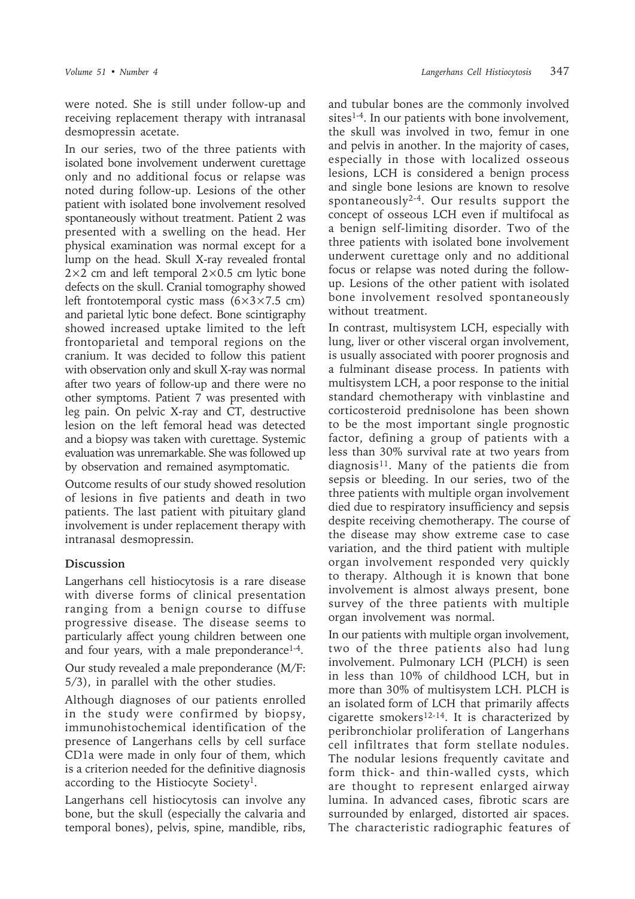were noted. She is still under follow-up and receiving replacement therapy with intranasal desmopressin acetate.

In our series, two of the three patients with isolated bone involvement underwent curettage only and no additional focus or relapse was noted during follow-up. Lesions of the other patient with isolated bone involvement resolved spontaneously without treatment. Patient 2 was presented with a swelling on the head. Her physical examination was normal except for a lump on the head. Skull X-ray revealed frontal 2×2 cm and left temporal 2×0.5 cm lytic bone defects on the skull. Cranial tomography showed left frontotemporal cystic mass (6×3×7.5 cm) and parietal lytic bone defect. Bone scintigraphy showed increased uptake limited to the left frontoparietal and temporal regions on the cranium. It was decided to follow this patient with observation only and skull X-ray was normal after two years of follow-up and there were no other symptoms. Patient 7 was presented with leg pain. On pelvic X-ray and CT, destructive lesion on the left femoral head was detected and a biopsy was taken with curettage. Systemic evaluation was unremarkable. She was followed up by observation and remained asymptomatic.

Outcome results of our study showed resolution of lesions in five patients and death in two patients. The last patient with pituitary gland involvement is under replacement therapy with intranasal desmopressin.

## Discussion

Langerhans cell histiocytosis is a rare disease with diverse forms of clinical presentation ranging from a benign course to diffuse progressive disease. The disease seems to particularly affect young children between one and four years, with a male preponderance[1-4].

Our study revealed a male preponderance (M/F: 5/3), in parallel with the other studies.

Although diagnoses of our patients enrolled in the study were confirmed by biopsy, immunohistochemical identification of the presence of Langerhans cells by cell surface CD1a were made in only four of them, which is a criterion needed for the definitive diagnosis according to the Histiocyte Society[1].

Langerhans cell histiocytosis can involve any bone, but the skull (especially the calvaria and temporal bones), pelvis, spine, mandible, ribs, and tubular bones are the commonly involved sites[1-4]. In our patients with bone involvement, the skull was involved in two, femur in one and pelvis in another. In the majority of cases, especially in those with localized osseous lesions, LCH is considered a benign process and single bone lesions are known to resolve spontaneously[2-4]. Our results support the concept of osseous LCH even if multifocal as a benign self-limiting disorder. Two of the three patients with isolated bone involvement underwent curettage only and no additional focus or relapse was noted during the follow-up. Lesions of the other patient with isolated bone involvement resolved spontaneously without treatment.

In contrast, multisystem LCH, especially with lung, liver or other visceral organ involvement, is usually associated with poorer prognosis and a fulminant disease process. In patients with multisystem LCH, a poor response to the initial standard chemotherapy with vinblastine and corticosteroid prednisolone has been shown to be the most important single prognostic factor, defining a group of patients with a less than 30% survival rate at two years from diagnosis[11]. Many of the patients die from sepsis or bleeding. In our series, two of the three patients with multiple organ involvement died due to respiratory insufficiency and sepsis despite receiving chemotherapy. The course of the disease may show extreme case to case variation, and the third patient with multiple organ involvement responded very quickly to therapy. Although it is known that bone involvement is almost always present, bone survey of the three patients with multiple organ involvement was normal.

In our patients with multiple organ involvement, two of the three patients also had lung involvement. Pulmonary LCH (PLCH) is seen in less than 10% of childhood LCH, but in more than 30% of multisystem LCH. PLCH is an isolated form of LCH that primarily affects cigarette smokers[12-14]. It is characterized by peribronchiolar proliferation of Langerhans cell infiltrates that form stellate nodules. The nodular lesions frequently cavitate and form thick- and thin-walled cysts, which are thought to represent enlarged airway lumina. In advanced cases, fibrotic scars are surrounded by enlarged, distorted air spaces. The characteristic radiographic features of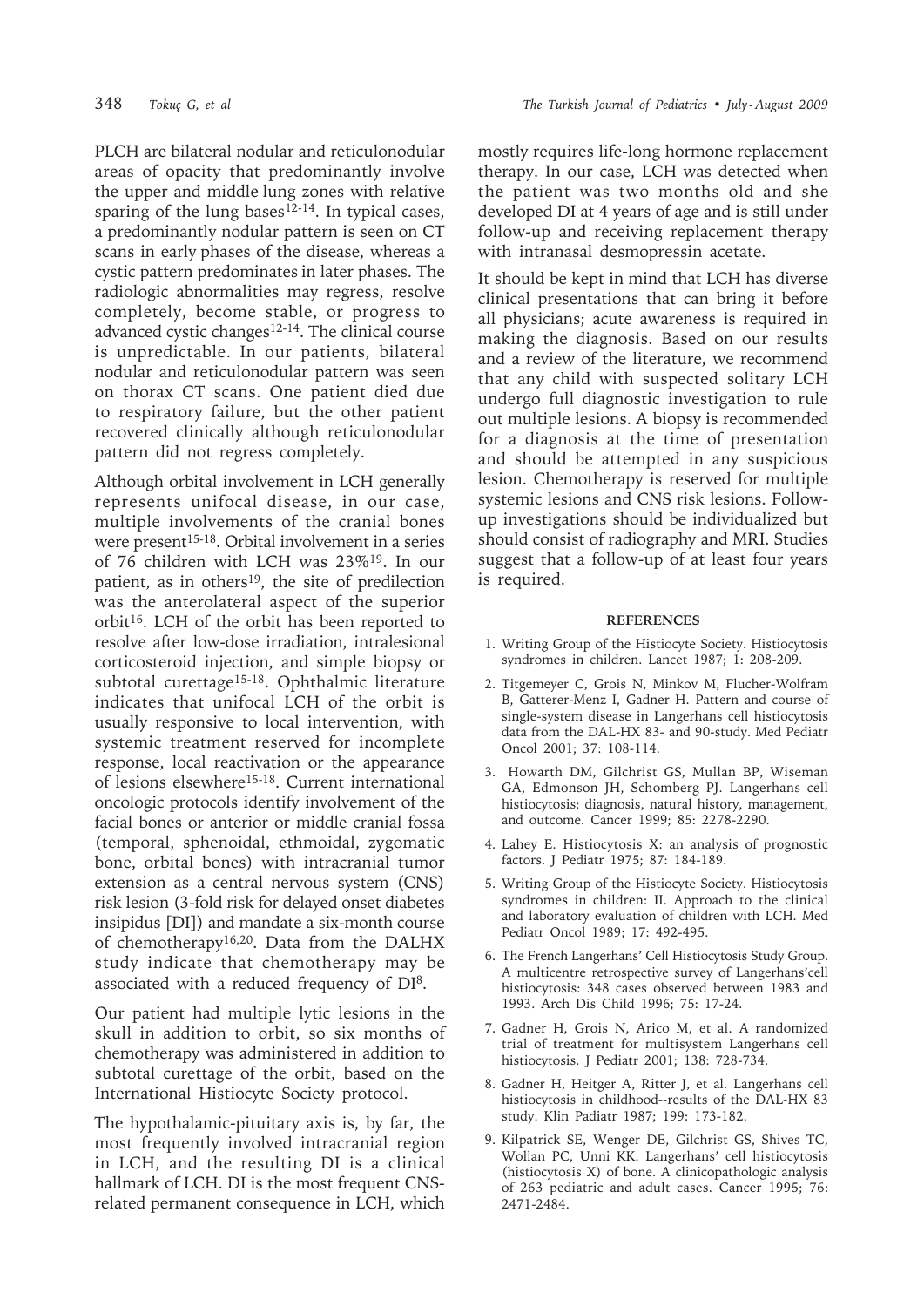PLCH are bilateral nodular and reticulonodular areas of opacity that predominantly involve the upper and middle lung zones with relative sparing of the lung bases[12-14]. In typical cases, a predominantly nodular pattern is seen on CT scans in early phases of the disease, whereas a cystic pattern predominates in later phases. The radiologic abnormalities may regress, resolve completely, become stable, or progress to advanced cystic changes[12-14]. The clinical course is unpredictable. In our patients, bilateral nodular and reticulonodular pattern was seen on thorax CT scans. One patient died due to respiratory failure, but the other patient recovered clinically although reticulonodular pattern did not regress completely.

Although orbital involvement in LCH generally represents unifocal disease, in our case, multiple involvements of the cranial bones were present[15-18]. Orbital involvement in a series of 76 children with LCH was 23%[19]. In our patient, as in others[19], the site of predilection was the anterolateral aspect of the superior orbit[16]. LCH of the orbit has been reported to resolve after low-dose irradiation, intralesional corticosteroid injection, and simple biopsy or subtotal curettage[15-18]. Ophthalmic literature indicates that unifocal LCH of the orbit is usually responsive to local intervention, with systemic treatment reserved for incomplete response, local reactivation or the appearance of lesions elsewhere[15-18]. Current international oncologic protocols identify involvement of the facial bones or anterior or middle cranial fossa (temporal, sphenoidal, ethmoidal, zygomatic bone, orbital bones) with intracranial tumor extension as a central nervous system (CNS) risk lesion (3-fold risk for delayed onset diabetes insipidus [DI]) and mandate a six-month course of chemotherapy[16,20]. Data from the DALHX study indicate that chemotherapy may be associated with a reduced frequency of DI[8].

Our patient had multiple lytic lesions in the skull in addition to orbit, so six months of chemotherapy was administered in addition to subtotal curettage of the orbit, based on the International Histiocyte Society protocol.

The hypothalamic-pituitary axis is, by far, the most frequently involved intracranial region in LCH, and the resulting DI is a clinical hallmark of LCH. DI is the most frequent CNS-related permanent consequence in LCH, which mostly requires life-long hormone replacement therapy. In our case, LCH was detected when the patient was two months old and she developed DI at 4 years of age and is still under follow-up and receiving replacement therapy with intranasal desmopressin acetate.

It should be kept in mind that LCH has diverse clinical presentations that can bring it before all physicians; acute awareness is required in making the diagnosis. Based on our results and a review of the literature, we recommend that any child with suspected solitary LCH undergo full diagnostic investigation to rule out multiple lesions. A biopsy is recommended for a diagnosis at the time of presentation and should be attempted in any suspicious lesion. Chemotherapy is reserved for multiple systemic lesions and CNS risk lesions. Follow-up investigations should be individualized but should consist of radiography and MRI. Studies suggest that a follow-up of at least four years is required.

## REFERENCES

1. Writing Group of the Histiocyte Society. Histiocytosis syndromes in children. Lancet 1987; 1: 208-209.
2. Titgemeyer C, Grois N, Minkov M, Flucher-Wolfram B, Gatterer-Menz I, Gadner H. Pattern and course of single-system disease in Langerhans cell histiocytosis data from the DAL-HX 83- and 90-study. Med Pediatr Oncol 2001; 37: 108-114.
3. Howarth DM, Gilchrist GS, Mullan BP, Wiseman GA, Edmonson JH, Schomberg PJ. Langerhans cell histiocytosis: diagnosis, natural history, management, and outcome. Cancer 1999; 85: 2278-2290.
4. Lahey E. Histiocytosis X: an analysis of prognostic factors. J Pediatr 1975; 87: 184-189.
5. Writing Group of the Histiocyte Society. Histiocytosis syndromes in children: II. Approach to the clinical and laboratory evaluation of children with LCH. Med Pediatr Oncol 1989; 17: 492-495.
6. The French Langerhans' Cell Histiocytosis Study Group. A multicentre retrospective survey of Langerhans'cell histiocytosis: 348 cases observed between 1983 and 1993. Arch Dis Child 1996; 75: 17-24.
7. Gadner H, Grois N, Arico M, et al. A randomized trial of treatment for multisystem Langerhans cell histiocytosis. J Pediatr 2001; 138: 728-734.
8. Gadner H, Heitger A, Ritter J, et al. Langerhans cell histiocytosis in childhood--results of the DAL-HX 83 study. Klin Padiatr 1987; 199: 173-182.
9. Kilpatrick SE, Wenger DE, Gilchrist GS, Shives TC, Wollan PC, Unni KK. Langerhans' cell histiocytosis (histiocytosis X) of bone. A clinicopathologic analysis of 263 pediatric and adult cases. Cancer 1995; 76: 2471-2484.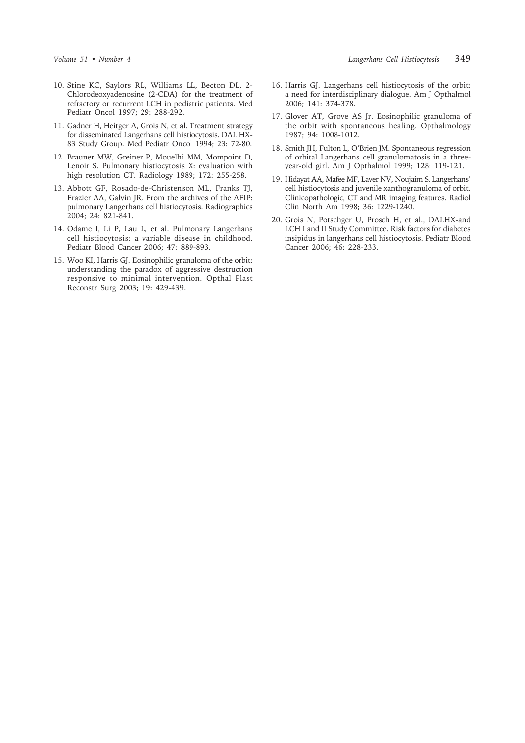10. Stine KC, Saylors RL, Williams LL, Becton DL. 2-Chlorodeoxyadenosine (2-CDA) for the treatment of refractory or recurrent LCH in pediatric patients. Med Pediatr Oncol 1997; 29: 288-292.

11. Gadner H, Heitger A, Grois N, et al. Treatment strategy for disseminated Langerhans cell histiocytosis. DAL HX-83 Study Group. Med Pediatr Oncol 1994; 23: 72-80.

12. Brauner MW, Greiner P, Mouelhi MM, Mompoint D, Lenoir S. Pulmonary histiocytosis X: evaluation with high resolution CT. Radiology 1989; 172: 255-258.

13. Abbott GF, Rosado-de-Christenson ML, Franks TJ, Frazier AA, Galvin JR. From the archives of the AFIP: pulmonary Langerhans cell histiocytosis. Radiographics 2004; 24: 821-841.

14. Odame I, Li P, Lau L, et al. Pulmonary Langerhans cell histiocytosis: a variable disease in childhood. Pediatr Blood Cancer 2006; 47: 889-893.

15. Woo KI, Harris GJ. Eosinophilic granuloma of the orbit: understanding the paradox of aggressive destruction responsive to minimal intervention. Opthal Plast Reconstr Surg 2003; 19: 429-439.

16. Harris GJ. Langerhans cell histiocytosis of the orbit: a need for interdisciplinary dialogue. Am J Opthalmol 2006; 141: 374-378.

17. Glover AT, Grove AS Jr. Eosinophilic granuloma of the orbit with spontaneous healing. Opthalmology 1987; 94: 1008-1012.

18. Smith JH, Fulton L, O'Brien JM. Spontaneous regression of orbital Langerhans cell granulomatosis in a three-year-old girl. Am J Opthalmol 1999; 128: 119-121.

19. Hidayat AA, Mafee MF, Laver NV, Noujaim S. Langerhans' cell histiocytosis and juvenile xanthogranuloma of orbit. Clinicopathologic, CT and MR imaging features. Radiol Clin North Am 1998; 36: 1229-1240.

20. Grois N, Potschger U, Prosch H, et al., DALHX-and LCH I and II Study Committee. Risk factors for diabetes insipidus in langerhans cell histiocytosis. Pediatr Blood Cancer 2006; 46: 228-233.